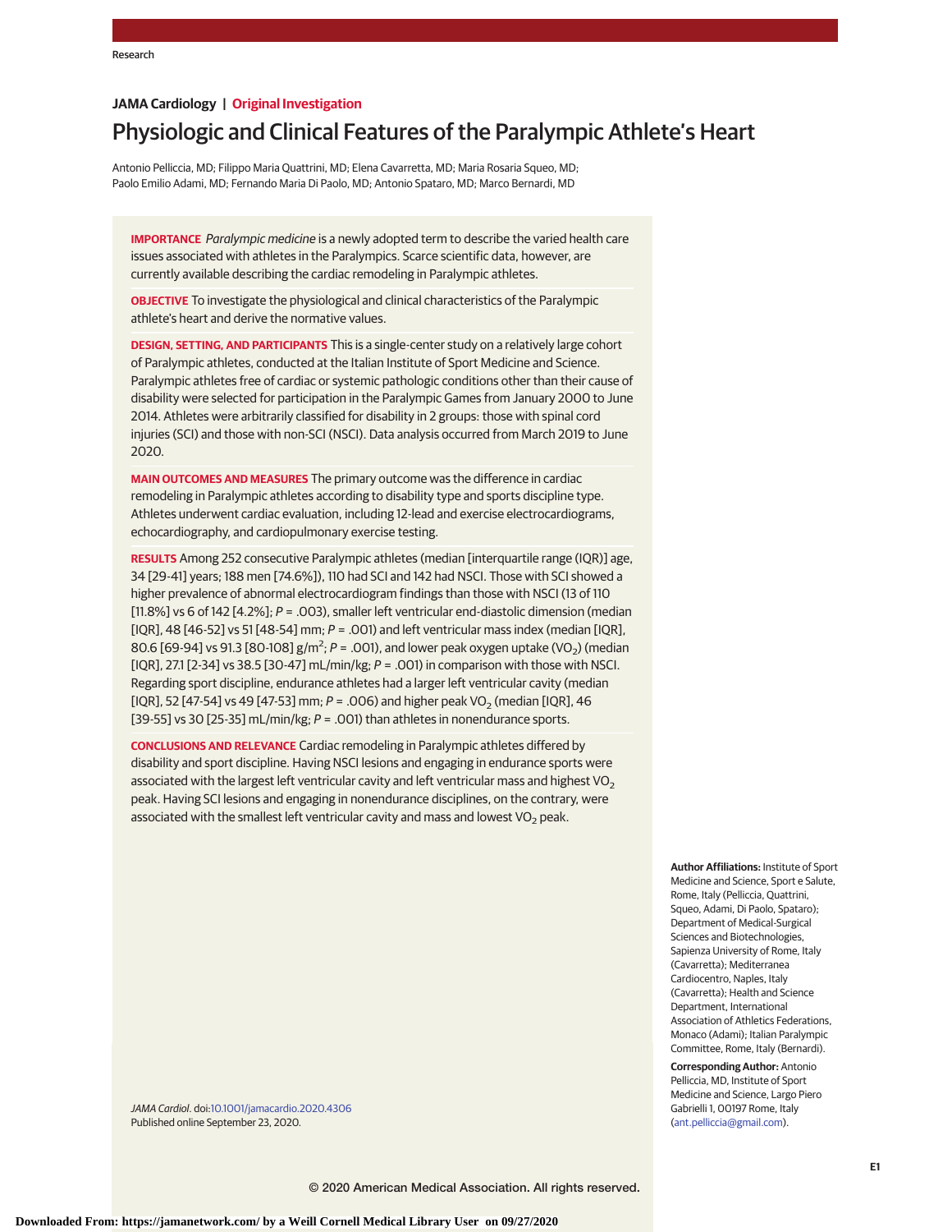**JAMA Cardiology | Original Investigation**

# Physiologic and Clinical Features of the Paralympic Athlete's Heart

Antonio Pelliccia, MD; Filippo Maria Quattrini, MD; Elena Cavarretta, MD; Maria Rosaria Squeo, MD; Paolo Emilio Adami, MD; Fernando Maria Di Paolo, MD; Antonio Spataro, MD; Marco Bernardi, MD

**IMPORTANCE** *Paralympic medicine* is a newly adopted term to describe the varied health care issues associated with athletes in the Paralympics. Scarce scientific data, however, are currently available describing the cardiac remodeling in Paralympic athletes.

**OBJECTIVE** To investigate the physiological and clinical characteristics of the Paralympic athlete's heart and derive the normative values.

**DESIGN, SETTING, AND PARTICIPANTS** This is a single-center study on a relatively large cohort of Paralympic athletes, conducted at the Italian Institute of Sport Medicine and Science. Paralympic athletes free of cardiac or systemic pathologic conditions other than their cause of disability were selected for participation in the Paralympic Games from January 2000 to June 2014. Athletes were arbitrarily classified for disability in 2 groups: those with spinal cord injuries (SCI) and those with non-SCI (NSCI). Data analysis occurred from March 2019 to June 2020.

**MAIN OUTCOMES AND MEASURES** The primary outcome was the difference in cardiac remodeling in Paralympic athletes according to disability type and sports discipline type. Athletes underwent cardiac evaluation, including 12-lead and exercise electrocardiograms, echocardiography, and cardiopulmonary exercise testing.

**RESULTS** Among 252 consecutive Paralympic athletes (median [interquartile range (IQR)] age, 34 [29-41] years; 188 men [74.6%]), 110 had SCI and 142 had NSCI. Those with SCI showed a higher prevalence of abnormal electrocardiogram findings than those with NSCI (13 of 110 [11.8%] vs 6 of 142 [4.2%]; $P = .003$), smaller left ventricular end-diastolic dimension (median [IQR], 48 [46-52] vs 51 [48-54] mm; $P = .001$) and left ventricular mass index (median [IQR], 80.6 [69-94] vs 91.3 [80-108] g/m$^2$; $P = .001$), and lower peak oxygen uptake ($VO_2$) (median [IQR], 27.1 [2-34] vs 38.5 [30-47] mL/min/kg; $P = .001$) in comparison with those with NSCI. Regarding sport discipline, endurance athletes had a larger left ventricular cavity (median [IQR], 52 [47-54] vs 49 [47-53] mm; $P = .006$) and higher peak $VO_2$ (median [IQR], 46 [39-55] vs 30 [25-35] mL/min/kg; $P = .001$) than athletes in nonendurance sports.

**CONCLUSIONS AND RELEVANCE** Cardiac remodeling in Paralympic athletes differed by disability and sport discipline. Having NSCI lesions and engaging in endurance sports were associated with the largest left ventricular cavity and left ventricular mass and highest $VO_2$ peak. Having SCI lesions and engaging in nonendurance disciplines, on the contrary, were associated with the smallest left ventricular cavity and mass and lowest $VO_2$ peak.

*JAMA Cardiol*. doi:10.1001/jamacardio.2020.4306
Published online September 23, 2020.

**Author Affiliations:** Institute of Sport Medicine and Science, Sport e Salute, Rome, Italy (Pelliccia, Quattrini, Squeo, Adami, Di Paolo, Spataro); Department of Medical-Surgical Sciences and Biotechnologies, Sapienza University of Rome, Italy (Cavarretta); Mediterranea Cardiocentro, Naples, Italy (Cavarretta); Health and Science Department, International Association of Athletics Federations, Monaco (Adami); Italian Paralympic Committee, Rome, Italy (Bernardi).

**Corresponding Author:** Antonio Pelliccia, MD, Institute of Sport Medicine and Science, Largo Piero Gabrielli 1, 00197 Rome, Italy (ant.pelliccia@gmail.com).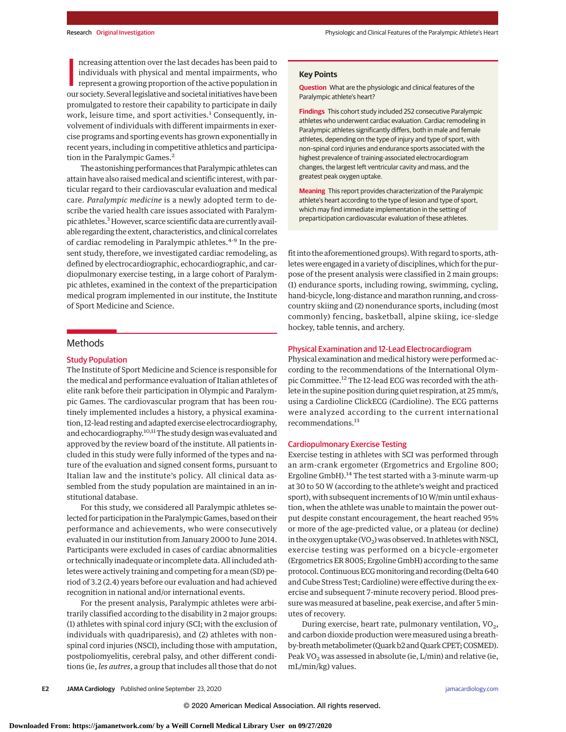Increasing attention over the last decades has been paid to individuals with physical and mental impairments, who represent a growing proportion of the active population in our society. Several legislative and societal initiatives have been promulgated to restore their capability to participate in daily work, leisure time, and sport activities.[1] Consequently, involvement of individuals with different impairments in exercise programs and sporting events has grown exponentially in recent years, including in competitive athletics and participation in the Paralympic Games.[2]

The astonishing performances that Paralympic athletes can attain have also raised medical and scientific interest, with particular regard to their cardiovascular evaluation and medical care. *Paralympic medicine* is a newly adopted term to describe the varied health care issues associated with Paralympic athletes.[3] However, scarce scientific data are currently available regarding the extent, characteristics, and clinical correlates of cardiac remodeling in Paralympic athletes.[4-9] In the present study, therefore, we investigated cardiac remodeling, as defined by electrocardiographic, echocardiographic, and cardiopulmonary exercise testing, in a large cohort of Paralympic athletes, examined in the context of the preparticipation medical program implemented in our institute, the Institute of Sport Medicine and Science.

**Key Points**

**Question** What are the physiologic and clinical features of the Paralympic athlete's heart?

**Findings** This cohort study included 252 consecutive Paralympic athletes who underwent cardiac evaluation. Cardiac remodeling in Paralympic athletes significantly differs, both in male and female athletes, depending on the type of injury and type of sport, with non–spinal cord injuries and endurance sports associated with the highest prevalence of training-associated electrocardiogram changes, the largest left ventricular cavity and mass, and the greatest peak oxygen uptake.

**Meaning** This report provides characterization of the Paralympic athlete's heart according to the type of lesion and type of sport, which may find immediate implementation in the setting of preparticipation cardiovascular evaluation of these athletes.

## Methods

### Study Population

The Institute of Sport Medicine and Science is responsible for the medical and performance evaluation of Italian athletes of elite rank before their participation in Olympic and Paralympic Games. The cardiovascular program that has been routinely implemented includes a history, a physical examination, 12-lead resting and adapted exercise electrocardiography, and echocardiography.[10,11] The study design was evaluated and approved by the review board of the institute. All patients included in this study were fully informed of the types and nature of the evaluation and signed consent forms, pursuant to Italian law and the institute's policy. All clinical data assembled from the study population are maintained in an institutional database.

For this study, we considered all Paralympic athletes selected for participation in the Paralympic Games, based on their performance and achievements, who were consecutively evaluated in our institution from January 2000 to June 2014. Participants were excluded in cases of cardiac abnormalities or technically inadequate or incomplete data. All included athletes were actively training and competing for a mean (SD) period of 3.2 (2.4) years before our evaluation and had achieved recognition in national and/or international events.

For the present analysis, Paralympic athletes were arbitrarily classified according to the disability in 2 major groups: (1) athletes with spinal cord injury (SCI; with the exclusion of individuals with quadriparesis), and (2) athletes with nonspinal cord injuries (NSCI), including those with amputation, postpoliomyelitis, cerebral palsy, and other different conditions (ie, *les autres*, a group that includes all those that do not fit into the aforementioned groups). With regard to sports, athletes were engaged in a variety of disciplines, which for the purpose of the present analysis were classified in 2 main groups: (1) endurance sports, including rowing, swimming, cycling, hand-bicycle, long-distance and marathon running, and cross-country skiing and (2) nonendurance sports, including (most commonly) fencing, basketball, alpine skiing, ice-sledge hockey, table tennis, and archery.

### Physical Examination and 12-Lead Electrocardiogram

Physical examination and medical history were performed according to the recommendations of the International Olympic Committee.[12] The 12-lead ECG was recorded with the athlete in the supine position during quiet respiration, at 25 mm/s, using a Cardioline ClickECG (Cardioline). The ECG patterns were analyzed according to the current international recommendations.[13]

### Cardiopulmonary Exercise Testing

Exercise testing in athletes with SCI was performed through an arm-crank ergometer (Ergometrics and Ergoline 800; Ergoline GmbH).[14] The test started with a 3-minute warm-up at 30 to 50 W (according to the athlete's weight and practiced sport), with subsequent increments of 10 W/min until exhaustion, when the athlete was unable to maintain the power output despite constant encouragement, the heart reached 95% or more of the age-predicted value, or a plateau (or decline) in the oxygen uptake ($VO_2$) was observed. In athletes with NSCI, exercise testing was performed on a bicycle-ergometer (Ergometrics ER 800S; Ergoline GmbH) according to the same protocol. Continuous ECG monitoring and recording (Delta 640 and Cube Stress Test; Cardioline) were effective during the exercise and subsequent 7-minute recovery period. Blood pressure was measured at baseline, peak exercise, and after 5 minutes of recovery.

During exercise, heart rate, pulmonary ventilation, $VO_2$, and carbon dioxide production were measured using a breath-by-breath metabolimeter (Quark b2 and Quark CPET; COSMED). Peak $VO_2$ was assessed in absolute (ie, L/min) and relative (ie, mL/min/kg) values.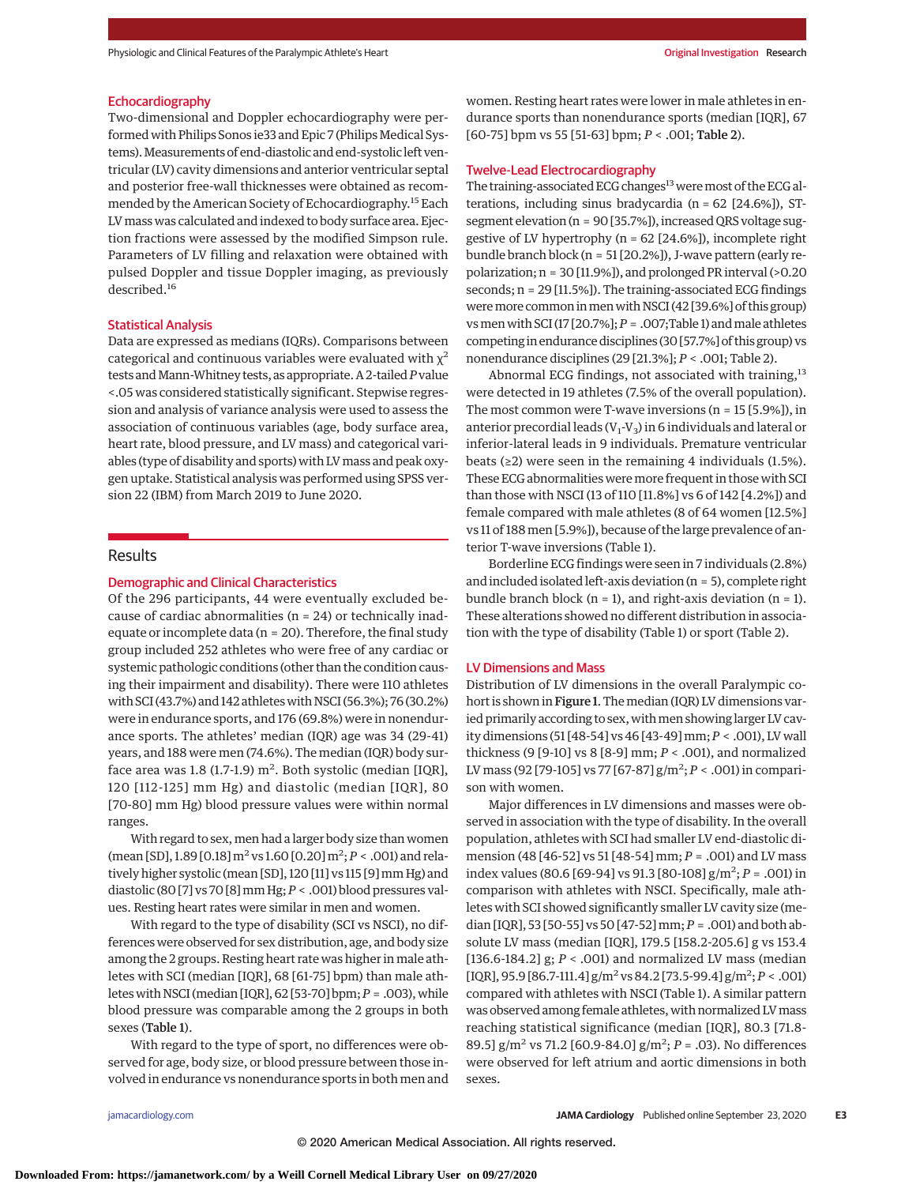### Echocardiography

Two-dimensional and Doppler echocardiography were performed with Philips Sonos ie33 and Epic 7 (Philips Medical Systems). Measurements of end-diastolic and end-systolic left ventricular (LV) cavity dimensions and anterior ventricular septal and posterior free-wall thicknesses were obtained as recommended by the American Society of Echocardiography.[15] Each LV mass was calculated and indexed to body surface area. Ejection fractions were assessed by the modified Simpson rule. Parameters of LV filling and relaxation were obtained with pulsed Doppler and tissue Doppler imaging, as previously described.[16]

### Statistical Analysis

Data are expressed as medians (IQRs). Comparisons between categorical and continuous variables were evaluated with $\chi^2$ tests and Mann-Whitney tests, as appropriate. A 2-tailed *P* value <.05 was considered statistically significant. Stepwise regression and analysis of variance analysis were used to assess the association of continuous variables (age, body surface area, heart rate, blood pressure, and LV mass) and categorical variables (type of disability and sports) with LV mass and peak oxygen uptake. Statistical analysis was performed using SPSS version 22 (IBM) from March 2019 to June 2020.

## Results

### Demographic and Clinical Characteristics

Of the 296 participants, 44 were eventually excluded because of cardiac abnormalities (n = 24) or technically inadequate or incomplete data (n = 20). Therefore, the final study group included 252 athletes who were free of any cardiac or systemic pathologic conditions (other than the condition causing their impairment and disability). There were 110 athletes with SCI (43.7%) and 142 athletes with NSCI (56.3%); 76 (30.2%) were in endurance sports, and 176 (69.8%) were in nonendurance sports. The athletes' median (IQR) age was 34 (29-41) years, and 188 were men (74.6%). The median (IQR) body surface area was 1.8 (1.7-1.9) m$^2$. Both systolic (median [IQR], 120 [112-125] mm Hg) and diastolic (median [IQR], 80 [70-80] mm Hg) blood pressure values were within normal ranges.

With regard to sex, men had a larger body size than women (mean [SD], 1.89 [0.18] m$^2$ vs 1.60 [0.20] m$^2$; *P* < .001) and relatively higher systolic (mean [SD], 120 [11] vs 115 [9] mm Hg) and diastolic (80 [7] vs 70 [8] mm Hg; *P* < .001) blood pressures values. Resting heart rates were similar in men and women.

With regard to the type of disability (SCI vs NSCI), no differences were observed for sex distribution, age, and body size among the 2 groups. Resting heart rate was higher in male athletes with SCI (median [IQR], 68 [61-75] bpm) than male athletes with NSCI (median [IQR], 62 [53-70] bpm; *P* = .003), while blood pressure was comparable among the 2 groups in both sexes (Table 1).

With regard to the type of sport, no differences were observed for age, body size, or blood pressure between those involved in endurance vs nonendurance sports in both men and women. Resting heart rates were lower in male athletes in endurance sports than nonendurance sports (median [IQR], 67 [60-75] bpm vs 55 [51-63] bpm; *P* < .001; Table 2).

### Twelve-Lead Electrocardiography

The training-associated ECG changes[13] were most of the ECG alterations, including sinus bradycardia (n = 62 [24.6%]), ST-segment elevation (n = 90 [35.7%]), increased QRS voltage suggestive of LV hypertrophy (n = 62 [24.6%]), incomplete right bundle branch block (n = 51 [20.2%]), J-wave pattern (early repolarization; n = 30 [11.9%]), and prolonged PR interval (>0.20 seconds; n = 29 [11.5%]). The training-associated ECG findings were more common in men with NSCI (42 [39.6%] of this group) vs men with SCI (17 [20.7%]; *P* = .007; Table 1) and male athletes competing in endurance disciplines (30 [57.7%] of this group) vs nonendurance disciplines (29 [21.3%]; *P* < .001; Table 2).

Abnormal ECG findings, not associated with training,[13] were detected in 19 athletes (7.5% of the overall population). The most common were T-wave inversions (n = 15 [5.9%]), in anterior precordial leads ($V_1$-$V_3$) in 6 individuals and lateral or inferior-lateral leads in 9 individuals. Premature ventricular beats (≥2) were seen in the remaining 4 individuals (1.5%). These ECG abnormalities were more frequent in those with SCI than those with NSCI (13 of 110 [11.8%] vs 6 of 142 [4.2%]) and female compared with male athletes (8 of 64 women [12.5%] vs 11 of 188 men [5.9%]), because of the large prevalence of anterior T-wave inversions (Table 1).

Borderline ECG findings were seen in 7 individuals (2.8%) and included isolated left-axis deviation (n = 5), complete right bundle branch block (n = 1), and right-axis deviation (n = 1). These alterations showed no different distribution in association with the type of disability (Table 1) or sport (Table 2).

### LV Dimensions and Mass

Distribution of LV dimensions in the overall Paralympic cohort is shown in Figure 1. The median (IQR) LV dimensions varied primarily according to sex, with men showing larger LV cavity dimensions (51 [48-54] vs 46 [43-49] mm; *P* < .001), LV wall thickness (9 [9-10] vs 8 [8-9] mm; *P* < .001), and normalized LV mass (92 [79-105] vs 77 [67-87] g/m$^2$; *P* < .001) in comparison with women.

Major differences in LV dimensions and masses were observed in association with the type of disability. In the overall population, athletes with SCI had smaller LV end-diastolic dimension (48 [46-52] vs 51 [48-54] mm; *P* = .001) and LV mass index values (80.6 [69-94] vs 91.3 [80-108] g/m$^2$; *P* = .001) in comparison with athletes with NSCI. Specifically, male athletes with SCI showed significantly smaller LV cavity size (median [IQR], 53 [50-55] vs 50 [47-52] mm; *P* = .001) and both absolute LV mass (median [IQR], 179.5 [158.2-205.6] g vs 153.4 [136.6-184.2] g; *P* < .001) and normalized LV mass (median [IQR], 95.9 [86.7-111.4] g/m$^2$ vs 84.2 [73.5-99.4] g/m$^2$; *P* < .001) compared with athletes with NSCI (Table 1). A similar pattern was observed among female athletes, with normalized LV mass reaching statistical significance (median [IQR], 80.3 [71.8-89.5] g/m$^2$ vs 71.2 [60.9-84.0] g/m$^2$; *P* = .03). No differences were observed for left atrium and aortic dimensions in both sexes.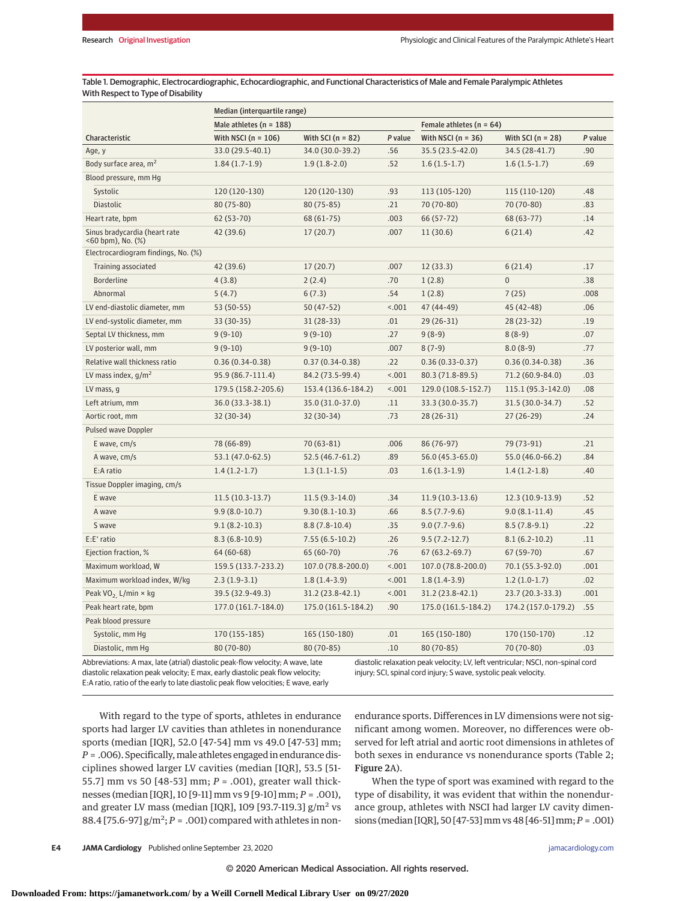Table 1. Demographic, Electrocardiographic, Echocardiographic, and Functional Characteristics of Male and Female Paralympic Athletes With Respect to Type of Disability

| Characteristic | Median (interquartile range) | | | | | |
|---|---|---|---|---|---|---|
| | Male athletes (n = 188) | | | Female athletes (n = 64) | | |
| | With NSCI (n = 106) | With SCI (n = 82) | P value | With NSCI (n = 36) | With SCI (n = 28) | P value |
| Age, y | 33.0 (29.5-40.1) | 34.0 (30.0-39.2) | .56 | 35.5 (23.5-42.0) | 34.5 (28-41.7) | .90 |
| Body surface area, $m^2$ | 1.84 (1.7-1.9) | 1.9 (1.8-2.0) | .52 | 1.6 (1.5-1.7) | 1.6 (1.5-1.7) | .69 |
| Blood pressure, mm Hg | | | | | | |
| Systolic | 120 (120-130) | 120 (120-130) | .93 | 113 (105-120) | 115 (110-120) | .48 |
| Diastolic | 80 (75-80) | 80 (75-85) | .21 | 70 (70-80) | 70 (70-80) | .83 |
| Heart rate, bpm | 62 (53-70) | 68 (61-75) | .003 | 66 (57-72) | 68 (63-77) | .14 |
| Sinus bradycardia (heart rate <60 bpm), No. (%) | 42 (39.6) | 17 (20.7) | .007 | 11 (30.6) | 6 (21.4) | .42 |
| Electrocardiogram findings, No. (%) | | | | | | |
| Training associated | 42 (39.6) | 17 (20.7) | .007 | 12 (33.3) | 6 (21.4) | .17 |
| Borderline | 4 (3.8) | 2 (2.4) | .70 | 1 (2.8) | 0 | .38 |
| Abnormal | 5 (4.7) | 6 (7.3) | .54 | 1 (2.8) | 7 (25) | .008 |
| LV end-diastolic diameter, mm | 53 (50-55) | 50 (47-52) | <.001 | 47 (44-49) | 45 (42-48) | .06 |
| LV end-systolic diameter, mm | 33 (30-35) | 31 (28-33) | .01 | 29 (26-31) | 28 (23-32) | .19 |
| Septal LV thickness, mm | 9 (9-10) | 9 (9-10) | .27 | 9 (8-9) | 8 (8-9) | .07 |
| LV posterior wall, mm | 9 (9-10) | 9 (9-10) | .007 | 8 (7-9) | 8.0 (8-9) | .77 |
| Relative wall thickness ratio | 0.36 (0.34-0.38) | 0.37 (0.34-0.38) | .22 | 0.36 (0.33-0.37) | 0.36 (0.34-0.38) | .36 |
| LV mass index, $g/m^2$ | 95.9 (86.7-111.4) | 84.2 (73.5-99.4) | <.001 | 80.3 (71.8-89.5) | 71.2 (60.9-84.0) | .03 |
| LV mass, g | 179.5 (158.2-205.6) | 153.4 (136.6-184.2) | <.001 | 129.0 (108.5-152.7) | 115.1 (95.3-142.0) | .08 |
| Left atrium, mm | 36.0 (33.3-38.1) | 35.0 (31.0-37.0) | .11 | 33.3 (30.0-35.7) | 31.5 (30.0-34.7) | .52 |
| Aortic root, mm | 32 (30-34) | 32 (30-34) | .73 | 28 (26-31) | 27 (26-29) | .24 |
| Pulsed wave Doppler | | | | | | |
| E wave, cm/s | 78 (66-89) | 70 (63-81) | .006 | 86 (76-97) | 79 (73-91) | .21 |
| A wave, cm/s | 53.1 (47.0-62.5) | 52.5 (46.7-61.2) | .89 | 56.0 (45.3-65.0) | 55.0 (46.0-66.2) | .84 |
| E:A ratio | 1.4 (1.2-1.7) | 1.3 (1.1-1.5) | .03 | 1.6 (1.3-1.9) | 1.4 (1.2-1.8) | .40 |
| Tissue Doppler imaging, cm/s | | | | | | |
| E wave | 11.5 (10.3-13.7) | 11.5 (9.3-14.0) | .34 | 11.9 (10.3-13.6) | 12.3 (10.9-13.9) | .52 |
| A wave | 9.9 (8.0-10.7) | 9.30 (8.1-10.3) | .66 | 8.5 (7.7-9.6) | 9.0 (8.1-11.4) | .45 |
| S wave | 9.1 (8.2-10.3) | 8.8 (7.8-10.4) | .35 | 9.0 (7.7-9.6) | 8.5 (7.8-9.1) | .22 |
| E:E' ratio | 8.3 (6.8-10.9) | 7.55 (6.5-10.2) | .26 | 9.5 (7.2-12.7) | 8.1 (6.2-10.2) | .11 |
| Ejection fraction, % | 64 (60-68) | 65 (60-70) | .76 | 67 (63.2-69.7) | 67 (59-70) | .67 |
| Maximum workload, W | 159.5 (133.7-233.2) | 107.0 (78.8-200.0) | <.001 | 107.0 (78.8-200.0) | 70.1 (55.3-92.0) | .001 |
| Maximum workload index, W/kg | 2.3 (1.9-3.1) | 1.8 (1.4-3.9) | <.001 | 1.8 (1.4-3.9) | 1.2 (1.0-1.7) | .02 |
| Peak $VO_2$, L/min × kg | 39.5 (32.9-49.3) | 31.2 (23.8-42.1) | <.001 | 31.2 (23.8-42.1) | 23.7 (20.3-33.3) | .001 |
| Peak heart rate, bpm | 177.0 (161.7-184.0) | 175.0 (161.5-184.2) | .90 | 175.0 (161.5-184.2) | 174.2 (157.0-179.2) | .55 |
| Peak blood pressure | | | | | | |
| Systolic, mm Hg | 170 (155-185) | 165 (150-180) | .01 | 165 (150-180) | 170 (150-170) | .12 |
| Diastolic, mm Hg | 80 (70-80) | 80 (70-85) | .10 | 80 (70-85) | 70 (70-80) | .03 |

Abbreviations: A max, late (atrial) diastolic peak-flow velocity; A wave, late diastolic relaxation peak velocity; E max, early diastolic peak flow velocity; E:A ratio, ratio of the early to late diastolic peak flow velocities; E wave, early diastolic relaxation peak velocity; LV, left ventricular; NSCI, non–spinal cord injury; SCI, spinal cord injury; S wave, systolic peak velocity.

With regard to the type of sports, athletes in endurance sports had larger LV cavities than athletes in nonendurance sports (median [IQR], 52.0 [47-54] mm vs 49.0 [47-53] mm; *P* = .006). Specifically, male athletes engaged in endurance disciplines showed larger LV cavities (median [IQR], 53.5 [51-55.7] mm vs 50 [48-53] mm; *P* = .001), greater wall thicknesses (median [IQR], 10 [9-11] mm vs 9 [9-10] mm; *P* = .001), and greater LV mass (median [IQR], 109 [93.7-119.3] $g/m^2$ vs 88.4 [75.6-97] $g/m^2$; *P* = .001) compared with athletes in nonendurance sports. Differences in LV dimensions were not significant among women. Moreover, no differences were observed for left atrial and aortic root dimensions in athletes of both sexes in endurance vs nonendurance sports (Table 2; **Figure 2**A).

When the type of sport was examined with regard to the type of disability, it was evident that within the nonendurance group, athletes with NSCI had larger LV cavity dimensions (median [IQR], 50 [47-53] mm vs 48 [46-51] mm; *P* = .001)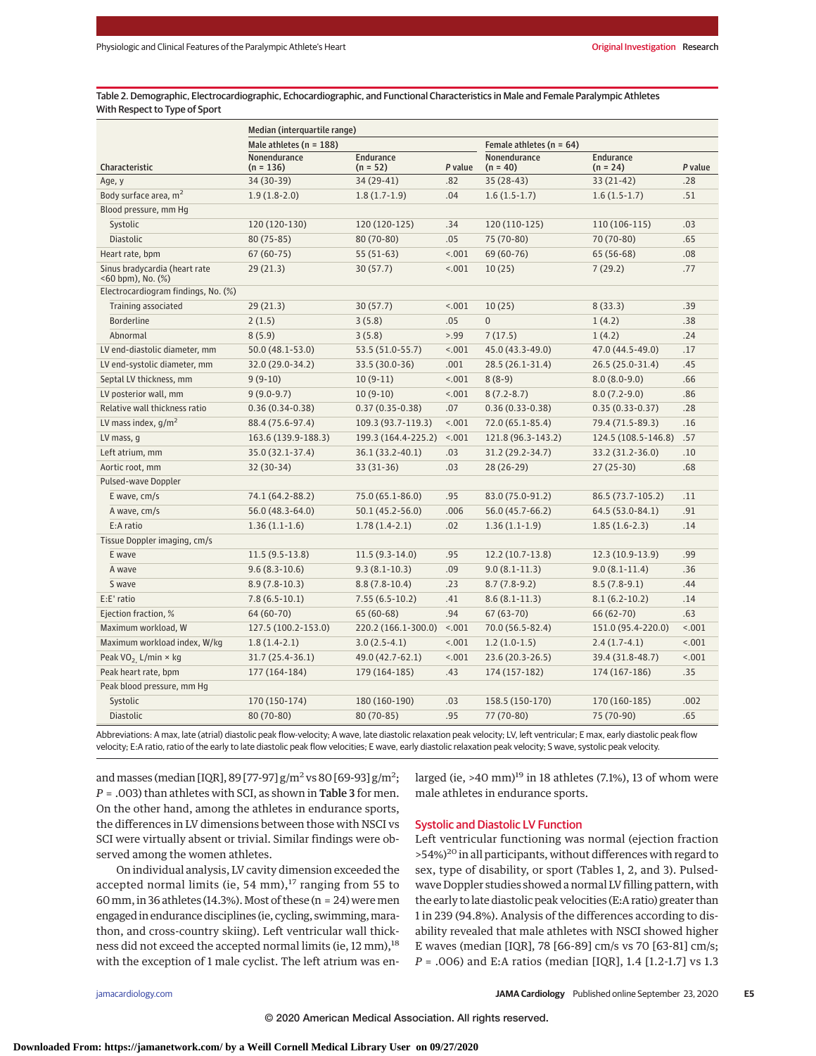Table 2. Demographic, Electrocardiographic, Echocardiographic, and Functional Characteristics in Male and Female Paralympic Athletes With Respect to Type of Sport

| Characteristic | Median (interquartile range) | | | | | |
|---|---|---|---|---|---|---|
| | Male athletes (n = 188) | | | Female athletes (n = 64) | | |
| | Nonendurance (n = 136) | Endurance (n = 52) | P value | Nonendurance (n = 40) | Endurance (n = 24) | P value |
| Age, y | 34 (30-39) | 34 (29-41) | .82 | 35 (28-43) | 33 (21-42) | .28 |
| Body surface area, $m^2$ | 1.9 (1.8-2.0) | 1.8 (1.7-1.9) | .04 | 1.6 (1.5-1.7) | 1.6 (1.5-1.7) | .51 |
| Blood pressure, mm Hg | | | | | | |
| Systolic | 120 (120-130) | 120 (120-125) | .34 | 120 (110-125) | 110 (106-115) | .03 |
| Diastolic | 80 (75-85) | 80 (70-80) | .05 | 75 (70-80) | 70 (70-80) | .65 |
| Heart rate, bpm | 67 (60-75) | 55 (51-63) | <.001 | 69 (60-76) | 65 (56-68) | .08 |
| Sinus bradycardia (heart rate <60 bpm), No. (%) | 29 (21.3) | 30 (57.7) | <.001 | 10 (25) | 7 (29.2) | .77 |
| Electrocardiogram findings, No. (%) | | | | | | |
| Training associated | 29 (21.3) | 30 (57.7) | <.001 | 10 (25) | 8 (33.3) | .39 |
| Borderline | 2 (1.5) | 3 (5.8) | .05 | 0 | 1 (4.2) | .38 |
| Abnormal | 8 (5.9) | 3 (5.8) | >.99 | 7 (17.5) | 1 (4.2) | .24 |
| LV end-diastolic diameter, mm | 50.0 (48.1-53.0) | 53.5 (51.0-55.7) | <.001 | 45.0 (43.3-49.0) | 47.0 (44.5-49.0) | .17 |
| LV end-systolic diameter, mm | 32.0 (29.0-34.2) | 33.5 (30.0-36) | .001 | 28.5 (26.1-31.4) | 26.5 (25.0-31.4) | .45 |
| Septal LV thickness, mm | 9 (9-10) | 10 (9-11) | <.001 | 8 (8-9) | 8.0 (8.0-9.0) | .66 |
| LV posterior wall, mm | 9 (9.0-9.7) | 10 (9-10) | <.001 | 8 (7.2-8.7) | 8.0 (7.2-9.0) | .86 |
| Relative wall thickness ratio | 0.36 (0.34-0.38) | 0.37 (0.35-0.38) | .07 | 0.36 (0.33-0.38) | 0.35 (0.33-0.37) | .28 |
| LV mass index, $g/m^2$ | 88.4 (75.6-97.4) | 109.3 (93.7-119.3) | <.001 | 72.0 (65.1-85.4) | 79.4 (71.5-89.3) | .16 |
| LV mass, g | 163.6 (139.9-188.3) | 199.3 (164.4-225.2) | <.001 | 121.8 (96.3-143.2) | 124.5 (108.5-146.8) | .57 |
| Left atrium, mm | 35.0 (32.1-37.4) | 36.1 (33.2-40.1) | .03 | 31.2 (29.2-34.7) | 33.2 (31.2-36.0) | .10 |
| Aortic root, mm | 32 (30-34) | 33 (31-36) | .03 | 28 (26-29) | 27 (25-30) | .68 |
| Pulsed-wave Doppler | | | | | | |
| E wave, cm/s | 74.1 (64.2-88.2) | 75.0 (65.1-86.0) | .95 | 83.0 (75.0-91.2) | 86.5 (73.7-105.2) | .11 |
| A wave, cm/s | 56.0 (48.3-64.0) | 50.1 (45.2-56.0) | .006 | 56.0 (45.7-66.2) | 64.5 (53.0-84.1) | .91 |
| E:A ratio | 1.36 (1.1-1.6) | 1.78 (1.4-2.1) | .02 | 1.36 (1.1-1.9) | 1.85 (1.6-2.3) | .14 |
| Tissue Doppler imaging, cm/s | | | | | | |
| E wave | 11.5 (9.5-13.8) | 11.5 (9.3-14.0) | .95 | 12.2 (10.7-13.8) | 12.3 (10.9-13.9) | .99 |
| A wave | 9.6 (8.3-10.6) | 9.3 (8.1-10.3) | .09 | 9.0 (8.1-11.3) | 9.0 (8.1-11.4) | .36 |
| S wave | 8.9 (7.8-10.3) | 8.8 (7.8-10.4) | .23 | 8.7 (7.8-9.2) | 8.5 (7.8-9.1) | .44 |
| E:E' ratio | 7.8 (6.5-10.1) | 7.55 (6.5-10.2) | .41 | 8.6 (8.1-11.3) | 8.1 (6.2-10.2) | .14 |
| Ejection fraction, % | 64 (60-70) | 65 (60-68) | .94 | 67 (63-70) | 66 (62-70) | .63 |
| Maximum workload, W | 127.5 (100.2-153.0) | 220.2 (166.1-300.0) | <.001 | 70.0 (56.5-82.4) | 151.0 (95.4-220.0) | <.001 |
| Maximum workload index, W/kg | 1.8 (1.4-2.1) | 3.0 (2.5-4.1) | <.001 | 1.2 (1.0-1.5) | 2.4 (1.7-4.1) | <.001 |
| Peak $VO_2$, L/min × kg | 31.7 (25.4-36.1) | 49.0 (42.7-62.1) | <.001 | 23.6 (20.3-26.5) | 39.4 (31.8-48.7) | <.001 |
| Peak heart rate, bpm | 177 (164-184) | 179 (164-185) | .43 | 174 (157-182) | 174 (167-186) | .35 |
| Peak blood pressure, mm Hg | | | | | | |
| Systolic | 170 (150-174) | 180 (160-190) | .03 | 158.5 (150-170) | 170 (160-185) | .002 |
| Diastolic | 80 (70-80) | 80 (70-85) | .95 | 77 (70-80) | 75 (70-90) | .65 |

Abbreviations: A max, late (atrial) diastolic peak flow-velocity; A wave, late diastolic relaxation peak velocity; LV, left ventricular; E max, early diastolic peak flow velocity; E:A ratio, ratio of the early to late diastolic peak flow velocities; E wave, early diastolic relaxation peak velocity; S wave, systolic peak velocity.

and masses (median [IQR], 89 [77-97] $g/m^2$ vs 80 [69-93] $g/m^2$; $P = .003$) than athletes with SCI, as shown in **Table 3** for men. On the other hand, among the athletes in endurance sports, the differences in LV dimensions between those with NSCI vs SCI were virtually absent or trivial. Similar findings were observed among the women athletes.

On individual analysis, LV cavity dimension exceeded the accepted normal limits (ie, 54 mm),[17] ranging from 55 to 60 mm, in 36 athletes (14.3%). Most of these (n = 24) were men engaged in endurance disciplines (ie, cycling, swimming, marathon, and cross-country skiing). Left ventricular wall thickness did not exceed the accepted normal limits (ie, 12 mm),[18] with the exception of 1 male cyclist. The left atrium was enlarged (ie, >40 mm)[19] in 18 athletes (7.1%), 13 of whom were male athletes in endurance sports.

## Systolic and Diastolic LV Function

Left ventricular functioning was normal (ejection fraction >54%)[20] in all participants, without differences with regard to sex, type of disability, or sport (Tables 1, 2, and 3). Pulsed-wave Doppler studies showed a normal LV filling pattern, with the early to late diastolic peak velocities (E:A ratio) greater than 1 in 239 (94.8%). Analysis of the differences according to disability revealed that male athletes with NSCI showed higher E waves (median [IQR], 78 [66-89] cm/s vs 70 [63-81] cm/s; $P = .006$) and E:A ratios (median [IQR], 1.4 [1.2-1.7] vs 1.3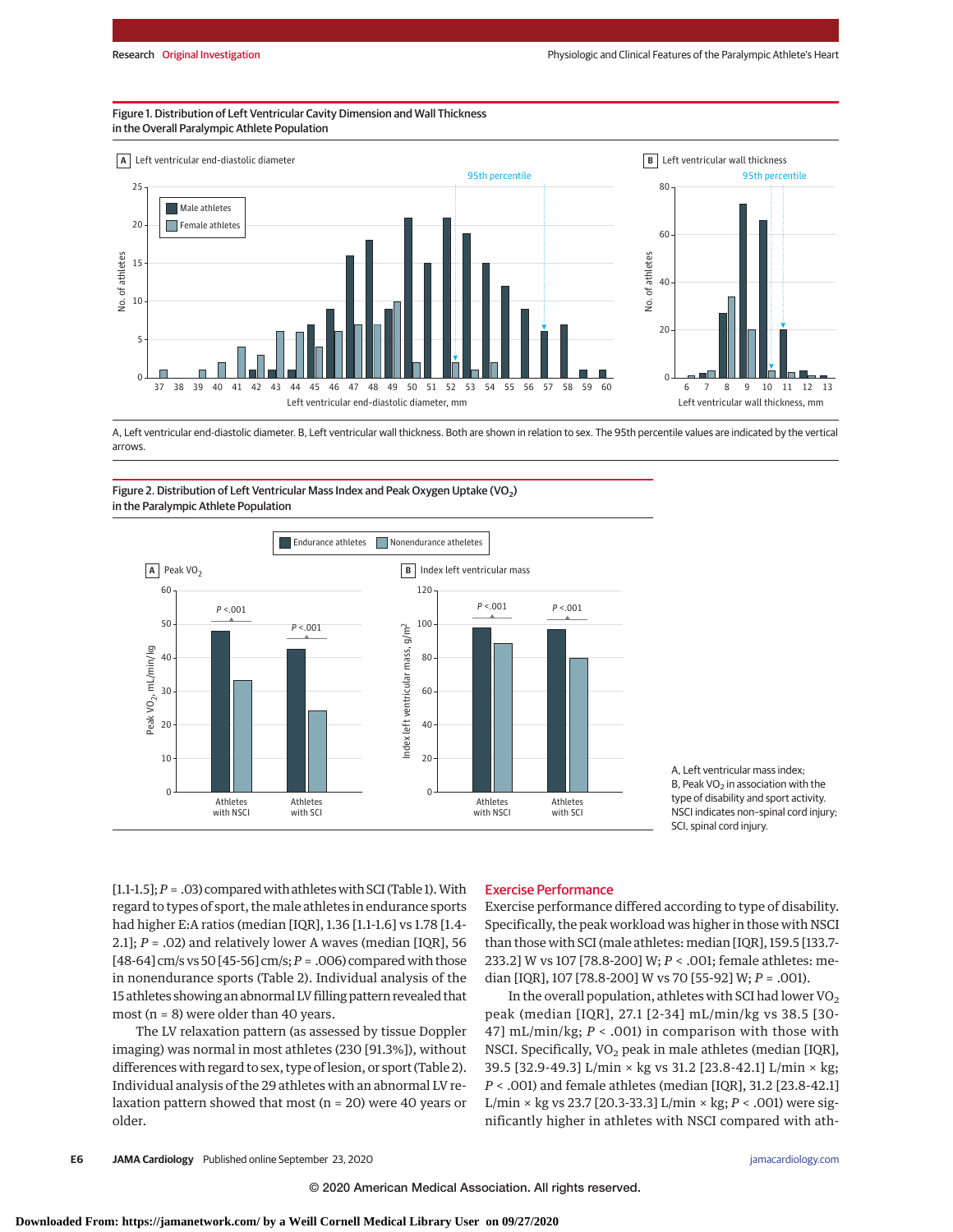Figure 1. Distribution of Left Ventricular Cavity Dimension and Wall Thickness in the Overall Paralympic Athlete Population

A, Left ventricular end-diastolic diameter. B, Left ventricular wall thickness. Both are shown in relation to sex. The 95th percentile values are indicated by the vertical arrows.

Figure 2. Distribution of Left Ventricular Mass Index and Peak Oxygen Uptake ($VO_2$) in the Paralympic Athlete Population

A, Left ventricular mass index; B, Peak $VO_2$ in association with the type of disability and sport activity. NSCI indicates non–spinal cord injury; SCI, spinal cord injury.

[1.1-1.5]; $P = .03$) compared with athletes with SCI (Table 1). With regard to types of sport, the male athletes in endurance sports had higher E:A ratios (median [IQR], 1.36 [1.1-1.6] vs 1.78 [1.4-2.1]; $P = .02$) and relatively lower A waves (median [IQR], 56 [48-64] cm/s vs 50 [45-56] cm/s; $P = .006$) compared with those in nonendurance sports (Table 2). Individual analysis of the 15 athletes showing an abnormal LV filling pattern revealed that most (n = 8) were older than 40 years.

The LV relaxation pattern (as assessed by tissue Doppler imaging) was normal in most athletes (230 [91.3%]), without differences with regard to sex, type of lesion, or sport (Table 2). Individual analysis of the 29 athletes with an abnormal LV relaxation pattern showed that most (n = 20) were 40 years or older.

## Exercise Performance

Exercise performance differed according to type of disability. Specifically, the peak workload was higher in those with NSCI than those with SCI (male athletes: median [IQR], 159.5 [133.7-233.2] W vs 107 [78.8-200] W; $P < .001$; female athletes: median [IQR], 107 [78.8-200] W vs 70 [55-92] W; $P = .001$).

In the overall population, athletes with SCI had lower $VO_2$ peak (median [IQR], 27.1 [2-34] mL/min/kg vs 38.5 [30-47] mL/min/kg; $P < .001$) in comparison with those with NSCI. Specifically, $VO_2$ peak in male athletes (median [IQR], 39.5 [32.9-49.3] L/min × kg vs 31.2 [23.8-42.1] L/min × kg; $P < .001$) and female athletes (median [IQR], 31.2 [23.8-42.1] L/min × kg vs 23.7 [20.3-33.3] L/min × kg; $P < .001$) were significantly higher in athletes with NSCI compared with ath-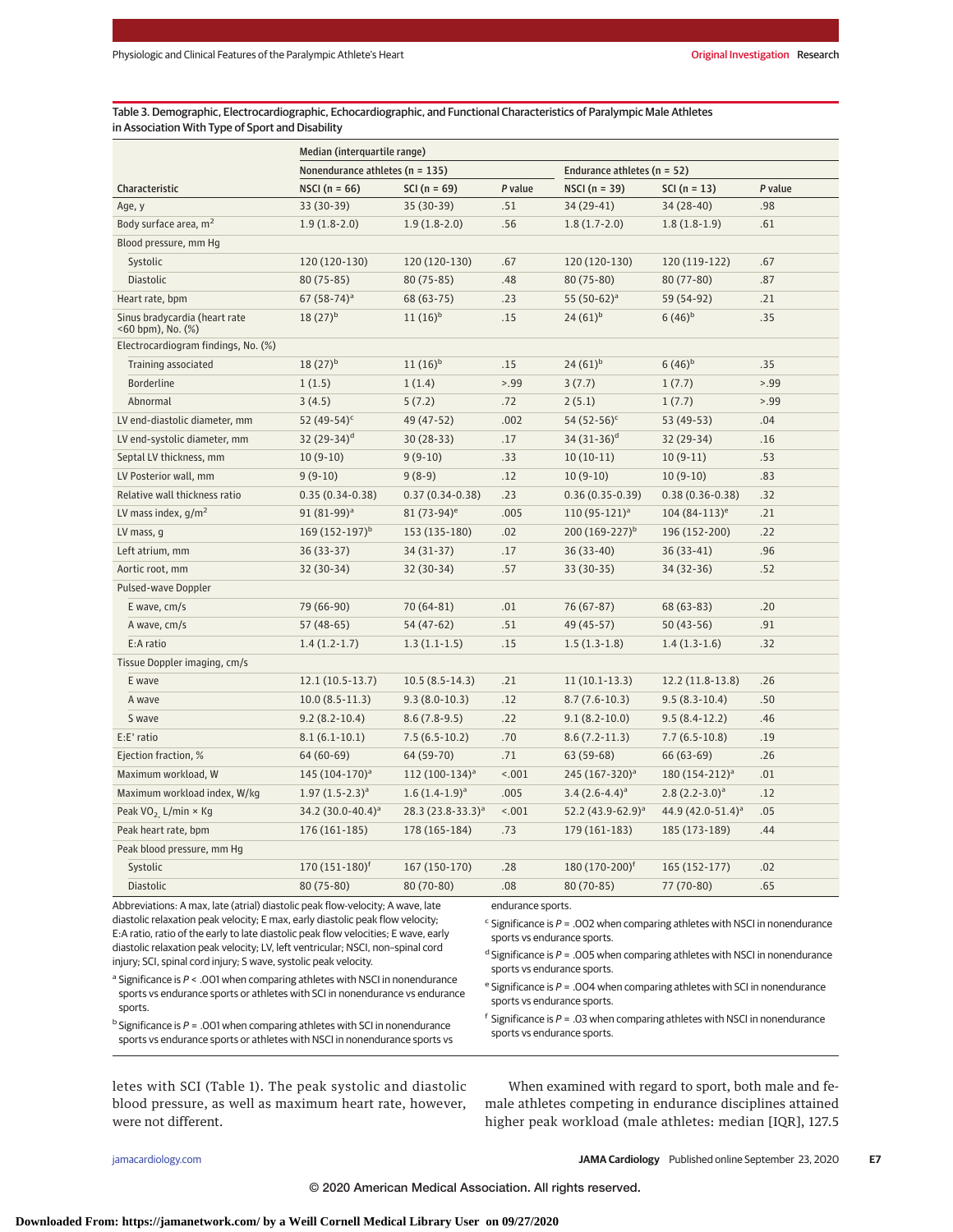Table 3. Demographic, Electrocardiographic, Echocardiographic, and Functional Characteristics of Paralympic Male Athletes in Association With Type of Sport and Disability

| Characteristic | Median (interquartile range) | | | | | |
|---|---|---|---|---|---|---|
| | Nonendurance athletes (n = 135) | | | Endurance athletes (n = 52) | | |
| | NSCI (n = 66) | SCI (n = 69) | *P* value | NSCI (n = 39) | SCI (n = 13) | *P* value |
| Age, y | 33 (30-39) | 35 (30-39) | .51 | 34 (29-41) | 34 (28-40) | .98 |
| Body surface area, $m^2$ | 1.9 (1.8-2.0) | 1.9 (1.8-2.0) | .56 | 1.8 (1.7-2.0) | 1.8 (1.8-1.9) | .61 |
| Blood pressure, mm Hg | | | | | | |
| Systolic | 120 (120-130) | 120 (120-130) | .67 | 120 (120-130) | 120 (119-122) | .67 |
| Diastolic | 80 (75-85) | 80 (75-85) | .48 | 80 (75-80) | 80 (77-80) | .87 |
| Heart rate, bpm | 67 (58-74)[a] | 68 (63-75) | .23 | 55 (50-62)[a] | 59 (54-92) | .21 |
| Sinus bradycardia (heart rate <60 bpm), No. (%) | 18 (27)[b] | 11 (16)[b] | .15 | 24 (61)[b] | 6 (46)[b] | .35 |
| Electrocardiogram findings, No. (%) | | | | | | |
| Training associated | 18 (27)[b] | 11 (16)[b] | .15 | 24 (61)[b] | 6 (46)[b] | .35 |
| Borderline | 1 (1.5) | 1 (1.4) | >.99 | 3 (7.7) | 1 (7.7) | >.99 |
| Abnormal | 3 (4.5) | 5 (7.2) | .72 | 2 (5.1) | 1 (7.7) | >.99 |
| LV end-diastolic diameter, mm | 52 (49-54)[c] | 49 (47-52) | .002 | 54 (52-56)[c] | 53 (49-53) | .04 |
| LV end-systolic diameter, mm | 32 (29-34)[d] | 30 (28-33) | .17 | 34 (31-36)[d] | 32 (29-34) | .16 |
| Septal LV thickness, mm | 10 (9-10) | 9 (9-10) | .33 | 10 (10-11) | 10 (9-11) | .53 |
| LV Posterior wall, mm | 9 (9-10) | 9 (8-9) | .12 | 10 (9-10) | 10 (9-10) | .83 |
| Relative wall thickness ratio | 0.35 (0.34-0.38) | 0.37 (0.34-0.38) | .23 | 0.36 (0.35-0.39) | 0.38 (0.36-0.38) | .32 |
| LV mass index, g/$m^2$ | 91 (81-99)[a] | 81 (73-94)[e] | .005 | 110 (95-121)[a] | 104 (84-113)[e] | .21 |
| LV mass, g | 169 (152-197)[b] | 153 (135-180) | .02 | 200 (169-227)[b] | 196 (152-200) | .22 |
| Left atrium, mm | 36 (33-37) | 34 (31-37) | .17 | 36 (33-40) | 36 (33-41) | .96 |
| Aortic root, mm | 32 (30-34) | 32 (30-34) | .57 | 33 (30-35) | 34 (32-36) | .52 |
| Pulsed-wave Doppler | | | | | | |
| E wave, cm/s | 79 (66-90) | 70 (64-81) | .01 | 76 (67-87) | 68 (63-83) | .20 |
| A wave, cm/s | 57 (48-65) | 54 (47-62) | .51 | 49 (45-57) | 50 (43-56) | .91 |
| E:A ratio | 1.4 (1.2-1.7) | 1.3 (1.1-1.5) | .15 | 1.5 (1.3-1.8) | 1.4 (1.3-1.6) | .32 |
| Tissue Doppler imaging, cm/s | | | | | | |
| E wave | 12.1 (10.5-13.7) | 10.5 (8.5-14.3) | .21 | 11 (10.1-13.3) | 12.2 (11.8-13.8) | .26 |
| A wave | 10.0 (8.5-11.3) | 9.3 (8.0-10.3) | .12 | 8.7 (7.6-10.3) | 9.5 (8.3-10.4) | .50 |
| S wave | 9.2 (8.2-10.4) | 8.6 (7.8-9.5) | .22 | 9.1 (8.2-10.0) | 9.5 (8.4-12.2) | .46 |
| E:E' ratio | 8.1 (6.1-10.1) | 7.5 (6.5-10.2) | .70 | 8.6 (7.2-11.3) | 7.7 (6.5-10.8) | .19 |
| Ejection fraction, % | 64 (60-69) | 64 (59-70) | .71 | 63 (59-68) | 66 (63-69) | .26 |
| Maximum workload, W | 145 (104-170)[a] | 112 (100-134)[a] | <.001 | 245 (167-320)[a] | 180 (154-212)[a] | .01 |
| Maximum workload index, W/kg | 1.97 (1.5-2.3)[a] | 1.6 (1.4-1.9)[a] | .005 | 3.4 (2.6-4.4)[a] | 2.8 (2.2-3.0)[a] | .12 |
| Peak $VO_2$, L/min × Kg | 34.2 (30.0-40.4)[a] | 28.3 (23.8-33.3)[a] | <.001 | 52.2 (43.9-62.9)[a] | 44.9 (42.0-51.4)[a] | .05 |
| Peak heart rate, bpm | 176 (161-185) | 178 (165-184) | .73 | 179 (161-183) | 185 (173-189) | .44 |
| Peak blood pressure, mm Hg | | | | | | |
| Systolic | 170 (151-180)[f] | 167 (150-170) | .28 | 180 (170-200)[f] | 165 (152-177) | .02 |
| Diastolic | 80 (75-80) | 80 (70-80) | .08 | 80 (70-85) | 77 (70-80) | .65 |

Abbreviations: A max, late (atrial) diastolic peak flow-velocity; A wave, late diastolic relaxation peak velocity; E max, early diastolic peak flow velocity; E:A ratio, ratio of the early to late diastolic peak flow velocities; E wave, early diastolic relaxation peak velocity; LV, left ventricular; NSCI, non–spinal cord injury; SCI, spinal cord injury; S wave, systolic peak velocity.

[a] Significance is *P* < .001 when comparing athletes with NSCI in nonendurance sports vs endurance sports or athletes with SCI in nonendurance vs endurance sports.

[b] Significance is *P* = .001 when comparing athletes with SCI in nonendurance sports vs endurance sports or athletes with NSCI in nonendurance sports vs endurance sports.

[c] Significance is *P* = .002 when comparing athletes with NSCI in nonendurance sports vs endurance sports.

[d] Significance is *P* = .005 when comparing athletes with NSCI in nonendurance sports vs endurance sports.

[e] Significance is *P* = .004 when comparing athletes with SCI in nonendurance sports vs endurance sports.

[f] Significance is *P* = .03 when comparing athletes with NSCI in nonendurance sports vs endurance sports.

letes with SCI (Table 1). The peak systolic and diastolic blood pressure, as well as maximum heart rate, however, were not different.

When examined with regard to sport, both male and female athletes competing in endurance disciplines attained higher peak workload (male athletes: median [IQR], 127.5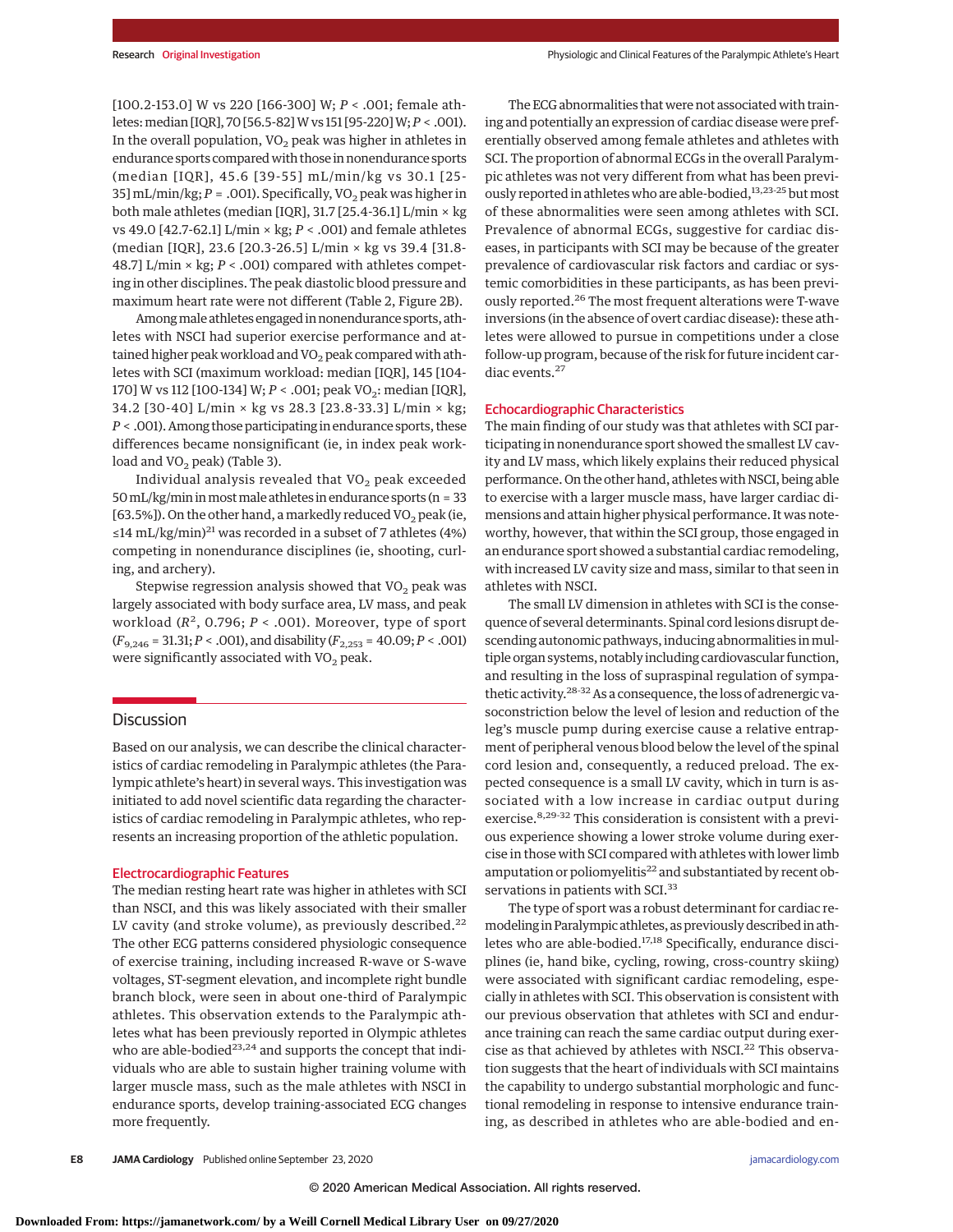[100.2-153.0] W vs 220 [166-300] W; $P < .001$; female athletes: median [IQR], 70 [56.5-82] W vs 151 [95-220] W; $P < .001$). In the overall population, $VO_2$ peak was higher in athletes in endurance sports compared with those in nonendurance sports (median [IQR], 45.6 [39-55] mL/min/kg vs 30.1 [25-35] mL/min/kg; $P = .001$). Specifically, $VO_2$ peak was higher in both male athletes (median [IQR], 31.7 [25.4-36.1] L/min × kg vs 49.0 [42.7-62.1] L/min × kg; $P < .001$) and female athletes (median [IQR], 23.6 [20.3-26.5] L/min × kg vs 39.4 [31.8-48.7] L/min × kg; $P < .001$) compared with athletes competing in other disciplines. The peak diastolic blood pressure and maximum heart rate were not different (Table 2, Figure 2B).

Among male athletes engaged in nonendurance sports, athletes with NSCI had superior exercise performance and attained higher peak workload and $VO_2$ peak compared with athletes with SCI (maximum workload: median [IQR], 145 [104-170] W vs 112 [100-134] W; $P < .001$; peak $VO_2$: median [IQR], 34.2 [30-40] L/min × kg vs 28.3 [23.8-33.3] L/min × kg; $P < .001$). Among those participating in endurance sports, these differences became nonsignificant (ie, in index peak workload and $VO_2$ peak) (Table 3).

Individual analysis revealed that $VO_2$ peak exceeded 50 mL/kg/min in most male athletes in endurance sports (n = 33 [63.5%]). On the other hand, a markedly reduced $VO_2$ peak (ie, ≤14 mL/kg/min)[21] was recorded in a subset of 7 athletes (4%) competing in nonendurance disciplines (ie, shooting, curling, and archery).

Stepwise regression analysis showed that $VO_2$ peak was largely associated with body surface area, LV mass, and peak workload ($R^2$, 0.796; $P < .001$). Moreover, type of sport ($F_{9,246} = 31.31$; $P < .001$), and disability ($F_{2,253} = 40.09$; $P < .001$) were significantly associated with $VO_2$ peak.

## Discussion

Based on our analysis, we can describe the clinical characteristics of cardiac remodeling in Paralympic athletes (the Paralympic athlete's heart) in several ways. This investigation was initiated to add novel scientific data regarding the characteristics of cardiac remodeling in Paralympic athletes, who represents an increasing proportion of the athletic population.

### Electrocardiographic Features

The median resting heart rate was higher in athletes with SCI than NSCI, and this was likely associated with their smaller LV cavity (and stroke volume), as previously described.[22] The other ECG patterns considered physiologic consequence of exercise training, including increased R-wave or S-wave voltages, ST-segment elevation, and incomplete right bundle branch block, were seen in about one-third of Paralympic athletes. This observation extends to the Paralympic athletes what has been previously reported in Olympic athletes who are able-bodied[23,24] and supports the concept that individuals who are able to sustain higher training volume with larger muscle mass, such as the male athletes with NSCI in endurance sports, develop training-associated ECG changes more frequently.

The ECG abnormalities that were not associated with training and potentially an expression of cardiac disease were preferentially observed among female athletes and athletes with SCI. The proportion of abnormal ECGs in the overall Paralympic athletes was not very different from what has been previously reported in athletes who are able-bodied,[13,23-25] but most of these abnormalities were seen among athletes with SCI. Prevalence of abnormal ECGs, suggestive for cardiac diseases, in participants with SCI may be because of the greater prevalence of cardiovascular risk factors and cardiac or systemic comorbidities in these participants, as has been previously reported.[26] The most frequent alterations were T-wave inversions (in the absence of overt cardiac disease): these athletes were allowed to pursue in competitions under a close follow-up program, because of the risk for future incident cardiac events.[27]

### Echocardiographic Characteristics

The main finding of our study was that athletes with SCI participating in nonendurance sport showed the smallest LV cavity and LV mass, which likely explains their reduced physical performance. On the other hand, athletes with NSCI, being able to exercise with a larger muscle mass, have larger cardiac dimensions and attain higher physical performance. It was noteworthy, however, that within the SCI group, those engaged in an endurance sport showed a substantial cardiac remodeling, with increased LV cavity size and mass, similar to that seen in athletes with NSCI.

The small LV dimension in athletes with SCI is the consequence of several determinants. Spinal cord lesions disrupt descending autonomic pathways, inducing abnormalities in multiple organ systems, notably including cardiovascular function, and resulting in the loss of supraspinal regulation of sympathetic activity.[28-32] As a consequence, the loss of adrenergic vasoconstriction below the level of lesion and reduction of the leg's muscle pump during exercise cause a relative entrapment of peripheral venous blood below the level of the spinal cord lesion and, consequently, a reduced preload. The expected consequence is a small LV cavity, which in turn is associated with a low increase in cardiac output during exercise.[8,29-32] This consideration is consistent with a previous experience showing a lower stroke volume during exercise in those with SCI compared with athletes with lower limb amputation or poliomyelitis[22] and substantiated by recent observations in patients with SCI.[33]

The type of sport was a robust determinant for cardiac remodeling in Paralympic athletes, as previously described in athletes who are able-bodied.[17,18] Specifically, endurance disciplines (ie, hand bike, cycling, rowing, cross-country skiing) were associated with significant cardiac remodeling, especially in athletes with SCI. This observation is consistent with our previous observation that athletes with SCI and endurance training can reach the same cardiac output during exercise as that achieved by athletes with NSCI.[22] This observation suggests that the heart of individuals with SCI maintains the capability to undergo substantial morphologic and functional remodeling in response to intensive endurance training, as described in athletes who are able-bodied and en-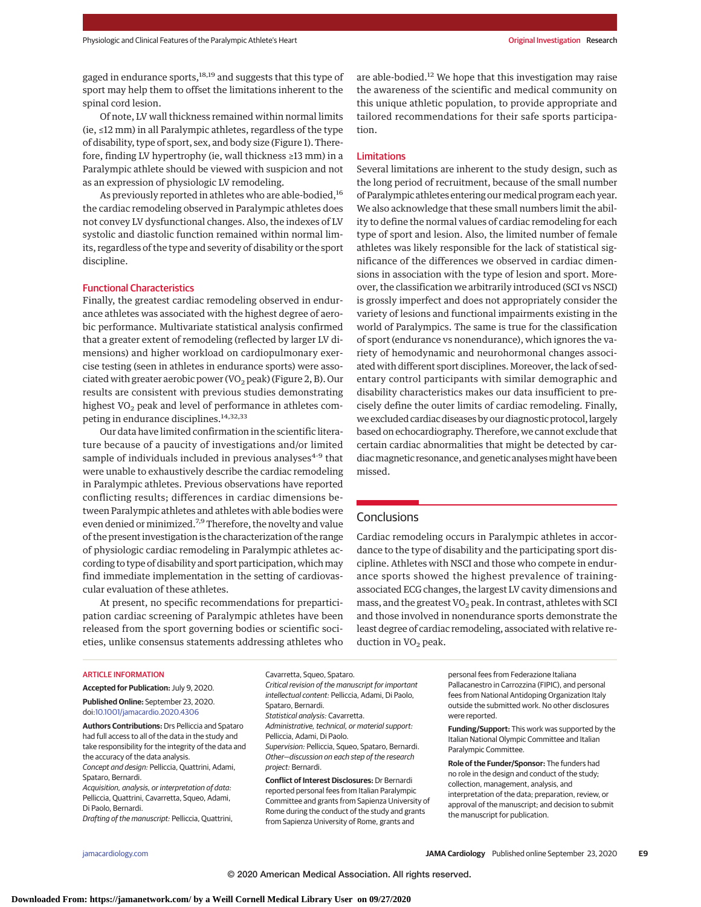gaged in endurance sports,[18,19] and suggests that this type of sport may help them to offset the limitations inherent to the spinal cord lesion.

Of note, LV wall thickness remained within normal limits (ie, ≤12 mm) in all Paralympic athletes, regardless of the type of disability, type of sport, sex, and body size (Figure 1). Therefore, finding LV hypertrophy (ie, wall thickness ≥13 mm) in a Paralympic athlete should be viewed with suspicion and not as an expression of physiologic LV remodeling.

As previously reported in athletes who are able-bodied,[16] the cardiac remodeling observed in Paralympic athletes does not convey LV dysfunctional changes. Also, the indexes of LV systolic and diastolic function remained within normal limits, regardless of the type and severity of disability or the sport discipline.

### Functional Characteristics

Finally, the greatest cardiac remodeling observed in endurance athletes was associated with the highest degree of aerobic performance. Multivariate statistical analysis confirmed that a greater extent of remodeling (reflected by larger LV dimensions) and higher workload on cardiopulmonary exercise testing (seen in athletes in endurance sports) were associated with greater aerobic power ($VO_2$ peak) (Figure 2, B). Our results are consistent with previous studies demonstrating highest $VO_2$ peak and level of performance in athletes competing in endurance disciplines.[14,32,33]

Our data have limited confirmation in the scientific literature because of a paucity of investigations and/or limited sample of individuals included in previous analyses[4-9] that were unable to exhaustively describe the cardiac remodeling in Paralympic athletes. Previous observations have reported conflicting results; differences in cardiac dimensions between Paralympic athletes and athletes with able bodies were even denied or minimized.[7,9] Therefore, the novelty and value of the present investigation is the characterization of the range of physiologic cardiac remodeling in Paralympic athletes according to type of disability and sport participation, which may find immediate implementation in the setting of cardiovascular evaluation of these athletes.

At present, no specific recommendations for preparticipation cardiac screening of Paralympic athletes have been released from the sport governing bodies or scientific societies, unlike consensus statements addressing athletes who are able-bodied.[12] We hope that this investigation may raise the awareness of the scientific and medical community on this unique athletic population, to provide appropriate and tailored recommendations for their safe sports participation.

### Limitations

Several limitations are inherent to the study design, such as the long period of recruitment, because of the small number of Paralympic athletes entering our medical program each year. We also acknowledge that these small numbers limit the ability to define the normal values of cardiac remodeling for each type of sport and lesion. Also, the limited number of female athletes was likely responsible for the lack of statistical significance of the differences we observed in cardiac dimensions in association with the type of lesion and sport. Moreover, the classification we arbitrarily introduced (SCI vs NSCI) is grossly imperfect and does not appropriately consider the variety of lesions and functional impairments existing in the world of Paralympics. The same is true for the classification of sport (endurance vs nonendurance), which ignores the variety of hemodynamic and neurohormonal changes associated with different sport disciplines. Moreover, the lack of sedentary control participants with similar demographic and disability characteristics makes our data insufficient to precisely define the outer limits of cardiac remodeling. Finally, we excluded cardiac diseases by our diagnostic protocol, largely based on echocardiography. Therefore, we cannot exclude that certain cardiac abnormalities that might be detected by cardiac magnetic resonance, and genetic analyses might have been missed.

## Conclusions

Cardiac remodeling occurs in Paralympic athletes in accordance to the type of disability and the participating sport discipline. Athletes with NSCI and those who compete in endurance sports showed the highest prevalence of training-associated ECG changes, the largest LV cavity dimensions and mass, and the greatest $VO_2$ peak. In contrast, athletes with SCI and those involved in nonendurance sports demonstrate the least degree of cardiac remodeling, associated with relative reduction in $VO_2$ peak.

ARTICLE INFORMATION

**Accepted for Publication:** July 9, 2020.

**Published Online:** September 23, 2020. doi:10.1001/jamacardio.2020.4306

**Authors Contributions:** Drs Pelliccia and Spataro had full access to all of the data in the study and take responsibility for the integrity of the data and the accuracy of the data analysis.
*Concept and design:* Pelliccia, Quattrini, Adami, Spataro, Bernardi.
*Acquisition, analysis, or interpretation of data:* Pelliccia, Quattrini, Cavarretta, Squeo, Adami, Di Paolo, Bernardi.
*Drafting of the manuscript:* Pelliccia, Quattrini, Cavarretta, Squeo, Spataro.
*Critical revision of the manuscript for important intellectual content:* Pelliccia, Adami, Di Paolo, Spataro, Bernardi.
*Statistical analysis:* Cavarretta.
*Administrative, technical, or material support:* Pelliccia, Adami, Di Paolo.
*Supervision:* Pelliccia, Squeo, Spataro, Bernardi.
*Other—discussion on each step of the research project:* Bernardi.

**Conflict of Interest Disclosures:** Dr Bernardi reported personal fees from Italian Paralympic Committee and grants from Sapienza University of Rome during the conduct of the study and grants from Sapienza University of Rome, grants and personal fees from Federazione Italiana Pallacanestro in Carrozzina (FIPIC), and personal fees from National Antidoping Organization Italy outside the submitted work. No other disclosures were reported.

**Funding/Support:** This work was supported by the Italian National Olympic Committee and Italian Paralympic Committee.

**Role of the Funder/Sponsor:** The funders had no role in the design and conduct of the study; collection, management, analysis, and interpretation of the data; preparation, review, or approval of the manuscript; and decision to submit the manuscript for publication.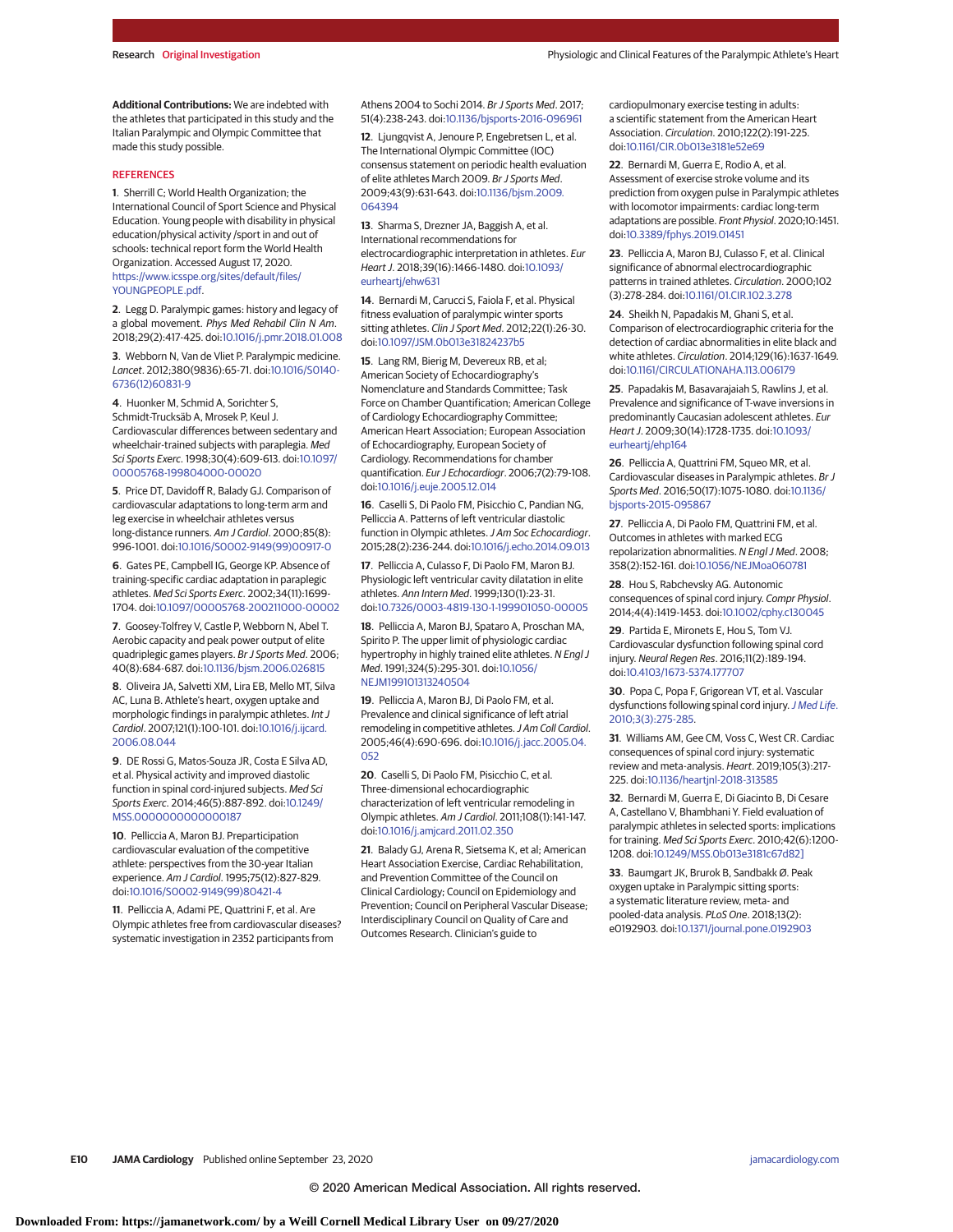**Additional Contributions:** We are indebted with the athletes that participated in this study and the Italian Paralympic and Olympic Committee that made this study possible.

## REFERENCES

1. Sherrill C; World Health Organization; the International Council of Sport Science and Physical Education. Young people with disability in physical education/physical activity /sport in and out of schools: technical report form the World Health Organization. Accessed August 17, 2020. https://www.icsspe.org/sites/default/files/YOUNGPEOPLE.pdf.

2. Legg D. Paralympic games: history and legacy of a global movement. *Phys Med Rehabil Clin N Am*. 2018;29(2):417-425. doi:10.1016/j.pmr.2018.01.008

3. Webborn N, Van de Vliet P. Paralympic medicine. *Lancet*. 2012;380(9836):65-71. doi:10.1016/S0140-6736(12)60831-9

4. Huonker M, Schmid A, Sorichter S, Schmidt-Trucksäb A, Mrosek P, Keul J. Cardiovascular differences between sedentary and wheelchair-trained subjects with paraplegia. *Med Sci Sports Exerc*. 1998;30(4):609-613. doi:10.1097/00005768-199804000-00020

5. Price DT, Davidoff R, Balady GJ. Comparison of cardiovascular adaptations to long-term arm and leg exercise in wheelchair athletes versus long-distance runners. *Am J Cardiol*. 2000;85(8):996-1001. doi:10.1016/S0002-9149(99)00917-0

6. Gates PE, Campbell IG, George KP. Absence of training-specific cardiac adaptation in paraplegic athletes. *Med Sci Sports Exerc*. 2002;34(11):1699-1704. doi:10.1097/00005768-200211000-00002

7. Goosey-Tolfrey V, Castle P, Webborn N, Abel T. Aerobic capacity and peak power output of elite quadriplegic games players. *Br J Sports Med*. 2006;40(8):684-687. doi:10.1136/bjsm.2006.026815

8. Oliveira JA, Salvetti XM, Lira EB, Mello MT, Silva AC, Luna B. Athlete's heart, oxygen uptake and morphologic findings in paralympic athletes. *Int J Cardiol*. 2007;121(1):100-101. doi:10.1016/j.ijcard.2006.08.044

9. DE Rossi G, Matos-Souza JR, Costa E Silva AD, et al. Physical activity and improved diastolic function in spinal cord-injured subjects. *Med Sci Sports Exerc*. 2014;46(5):887-892. doi:10.1249/MSS.0000000000000187

10. Pelliccia A, Maron BJ. Preparticipation cardiovascular evaluation of the competitive athlete: perspectives from the 30-year Italian experience. *Am J Cardiol*. 1995;75(12):827-829. doi:10.1016/S0002-9149(99)80421-4

11. Pelliccia A, Adami PE, Quattrini F, et al. Are Olympic athletes free from cardiovascular diseases? systematic investigation in 2352 participants from Athens 2004 to Sochi 2014. *Br J Sports Med*. 2017;51(4):238-243. doi:10.1136/bjsports-2016-096961

12. Ljungqvist A, Jenoure P, Engebretsen L, et al. The International Olympic Committee (IOC) consensus statement on periodic health evaluation of elite athletes March 2009. *Br J Sports Med*. 2009;43(9):631-643. doi:10.1136/bjsm.2009.064394

13. Sharma S, Drezner JA, Baggish A, et al. International recommendations for electrocardiographic interpretation in athletes. *Eur Heart J*. 2018;39(16):1466-1480. doi:10.1093/eurheartj/ehw631

14. Bernardi M, Carucci S, Faiola F, et al. Physical fitness evaluation of paralympic winter sports sitting athletes. *Clin J Sport Med*. 2012;22(1):26-30. doi:10.1097/JSM.0b013e31824237b5

15. Lang RM, Bierig M, Devereux RB, et al; American Society of Echocardiography's Nomenclature and Standards Committee; Task Force on Chamber Quantification; American College of Cardiology Echocardiography Committee; American Heart Association; European Association of Echocardiography, European Society of Cardiology. Recommendations for chamber quantification. *Eur J Echocardiogr*. 2006;7(2):79-108. doi:10.1016/j.euje.2005.12.014

16. Caselli S, Di Paolo FM, Pisicchio C, Pandian NG, Pelliccia A. Patterns of left ventricular diastolic function in Olympic athletes. *J Am Soc Echocardiogr*. 2015;28(2):236-244. doi:10.1016/j.echo.2014.09.013

17. Pelliccia A, Culasso F, Di Paolo FM, Maron BJ. Physiologic left ventricular cavity dilatation in elite athletes. *Ann Intern Med*. 1999;130(1):23-31. doi:10.7326/0003-4819-130-1-199901050-00005

18. Pelliccia A, Maron BJ, Spataro A, Proschan MA, Spirito P. The upper limit of physiologic cardiac hypertrophy in highly trained elite athletes. *N Engl J Med*. 1991;324(5):295-301. doi:10.1056/NEJM199101313240504

19. Pelliccia A, Maron BJ, Di Paolo FM, et al. Prevalence and clinical significance of left atrial remodeling in competitive athletes. *J Am Coll Cardiol*. 2005;46(4):690-696. doi:10.1016/j.jacc.2005.04.052

20. Caselli S, Di Paolo FM, Pisicchio C, et al. Three-dimensional echocardiographic characterization of left ventricular remodeling in Olympic athletes. *Am J Cardiol*. 2011;108(1):141-147. doi:10.1016/j.amjcard.2011.02.350

21. Balady GJ, Arena R, Sietsema K, et al; American Heart Association Exercise, Cardiac Rehabilitation, and Prevention Committee of the Council on Clinical Cardiology; Council on Epidemiology and Prevention; Council on Peripheral Vascular Disease; Interdisciplinary Council on Quality of Care and Outcomes Research. Clinician's guide to cardiopulmonary exercise testing in adults: a scientific statement from the American Heart Association. *Circulation*. 2010;122(2):191-225. doi:10.1161/CIR.0b013e3181e52e69

22. Bernardi M, Guerra E, Rodio A, et al. Assessment of exercise stroke volume and its prediction from oxygen pulse in Paralympic athletes with locomotor impairments: cardiac long-term adaptations are possible. *Front Physiol*. 2020;10:1451. doi:10.3389/fphys.2019.01451

23. Pelliccia A, Maron BJ, Culasso F, et al. Clinical significance of abnormal electrocardiographic patterns in trained athletes. *Circulation*. 2000;102(3):278-284. doi:10.1161/01.CIR.102.3.278

24. Sheikh N, Papadakis M, Ghani S, et al. Comparison of electrocardiographic criteria for the detection of cardiac abnormalities in elite black and white athletes. *Circulation*. 2014;129(16):1637-1649. doi:10.1161/CIRCULATIONAHA.113.006179

25. Papadakis M, Basavarajaiah S, Rawlins J, et al. Prevalence and significance of T-wave inversions in predominantly Caucasian adolescent athletes. *Eur Heart J*. 2009;30(14):1728-1735. doi:10.1093/eurheartj/ehp164

26. Pelliccia A, Quattrini FM, Squeo MR, et al. Cardiovascular diseases in Paralympic athletes. *Br J Sports Med*. 2016;50(17):1075-1080. doi:10.1136/bjsports-2015-095867

27. Pelliccia A, Di Paolo FM, Quattrini FM, et al. Outcomes in athletes with marked ECG repolarization abnormalities. *N Engl J Med*. 2008;358(2):152-161. doi:10.1056/NEJMoa060781

28. Hou S, Rabchevsky AG. Autonomic consequences of spinal cord injury. *Compr Physiol*. 2014;4(4):1419-1453. doi:10.1002/cphy.c130045

29. Partida E, Mironets E, Hou S, Tom VJ. Cardiovascular dysfunction following spinal cord injury. *Neural Regen Res*. 2016;11(2):189-194. doi:10.4103/1673-5374.177707

30. Popa C, Popa F, Grigorean VT, et al. Vascular dysfunctions following spinal cord injury. *J Med Life*. 2010;3(3):275-285.

31. Williams AM, Gee CM, Voss C, West CR. Cardiac consequences of spinal cord injury: systematic review and meta-analysis. *Heart*. 2019;105(3):217-225. doi:10.1136/heartjnl-2018-313585

32. Bernardi M, Guerra E, Di Giacinto B, Di Cesare A, Castellano V, Bhambhani Y. Field evaluation of paralympic athletes in selected sports: implications for training. *Med Sci Sports Exerc*. 2010;42(6):1200-1208. doi:10.1249/MSS.0b013e3181c67d82]

33. Baumgart JK, Brurok B, Sandbakk Ø. Peak oxygen uptake in Paralympic sitting sports: a systematic literature review, meta- and pooled-data analysis. *PLoS One*. 2018;13(2):e0192903. doi:10.1371/journal.pone.0192903